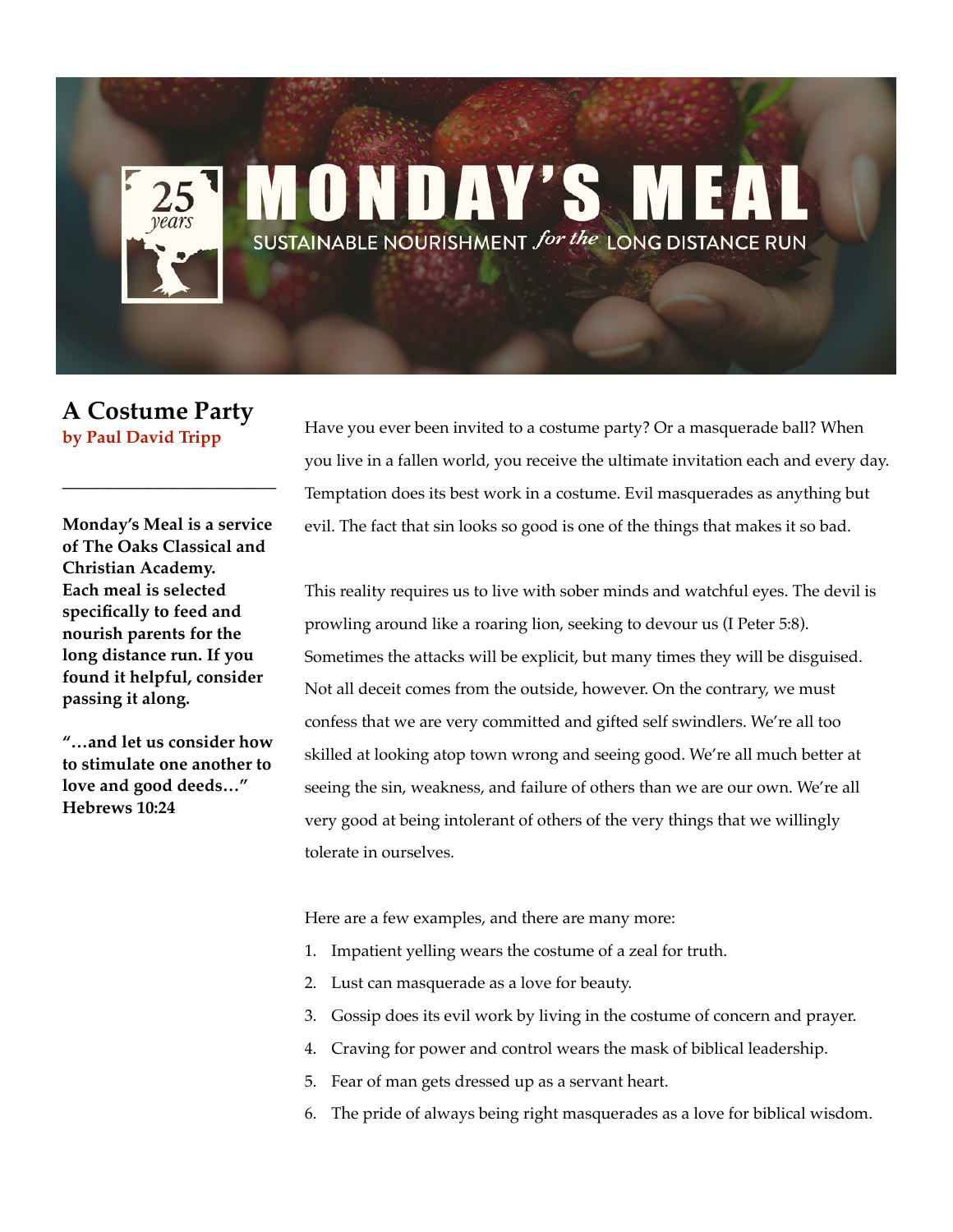# MONDAY'S MEAL

SUSTAINABLE NOURISHMENT *for the* LONG DISTANCE RUN

25 *years*

## A Costume Party

**by Paul David Tripp**

---

**Monday's Meal is a service of The Oaks Classical and Christian Academy. Each meal is selected specifically to feed and nourish parents for the long distance run. If you found it helpful, consider passing it along.**

**"…and let us consider how to stimulate one another to love and good deeds…" Hebrews 10:24**

Have you ever been invited to a costume party? Or a masquerade ball? When you live in a fallen world, you receive the ultimate invitation each and every day. Temptation does its best work in a costume. Evil masquerades as anything but evil. The fact that sin looks so good is one of the things that makes it so bad.

This reality requires us to live with sober minds and watchful eyes. The devil is prowling around like a roaring lion, seeking to devour us (I Peter 5:8). Sometimes the attacks will be explicit, but many times they will be disguised. Not all deceit comes from the outside, however. On the contrary, we must confess that we are very committed and gifted self swindlers. We're all too skilled at looking atop town wrong and seeing good. We're all much better at seeing the sin, weakness, and failure of others than we are our own. We're all very good at being intolerant of others of the very things that we willingly tolerate in ourselves.

Here are a few examples, and there are many more:

1. Impatient yelling wears the costume of a zeal for truth.
2. Lust can masquerade as a love for beauty.
3. Gossip does its evil work by living in the costume of concern and prayer.
4. Craving for power and control wears the mask of biblical leadership.
5. Fear of man gets dressed up as a servant heart.
6. The pride of always being right masquerades as a love for biblical wisdom.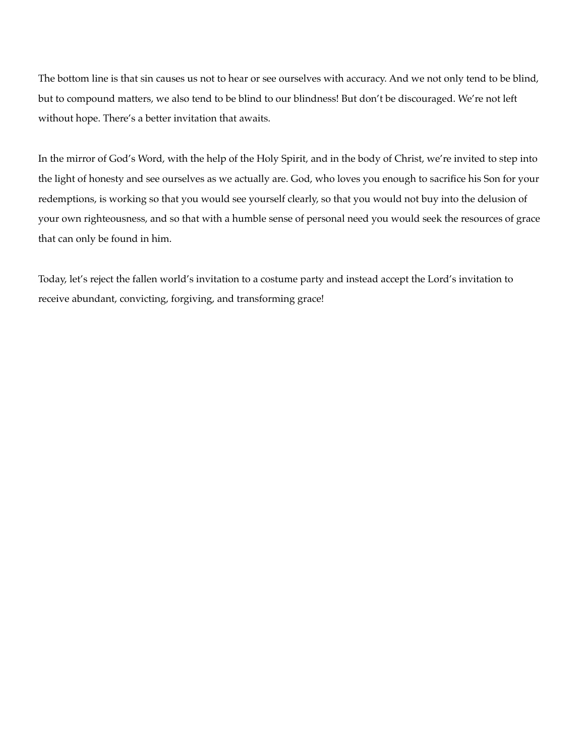The bottom line is that sin causes us not to hear or see ourselves with accuracy. And we not only tend to be blind, but to compound matters, we also tend to be blind to our blindness! But don't be discouraged. We're not left without hope. There's a better invitation that awaits.

In the mirror of God's Word, with the help of the Holy Spirit, and in the body of Christ, we're invited to step into the light of honesty and see ourselves as we actually are. God, who loves you enough to sacrifice his Son for your redemptions, is working so that you would see yourself clearly, so that you would not buy into the delusion of your own righteousness, and so that with a humble sense of personal need you would seek the resources of grace that can only be found in him.

Today, let's reject the fallen world's invitation to a costume party and instead accept the Lord's invitation to receive abundant, convicting, forgiving, and transforming grace!